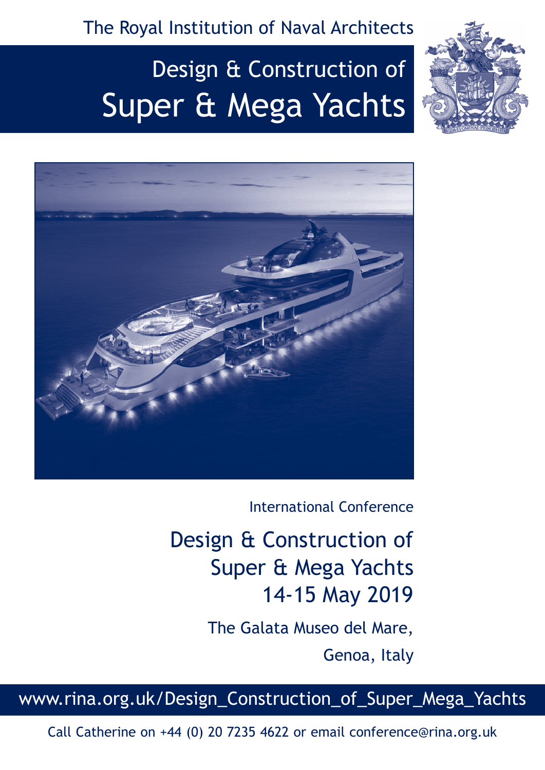The Royal Institution of Naval Architects

# Design & Construction of Super & Mega Yachts

International Conference

## Design & Construction of Super & Mega Yachts 14-15 May 2019

The Galata Museo del Mare,

Genoa, Italy

www.rina.org.uk/Design_Construction_of_Super_Mega_Yachts

Call Catherine on +44 (0) 20 7235 4622 or email conference@rina.org.uk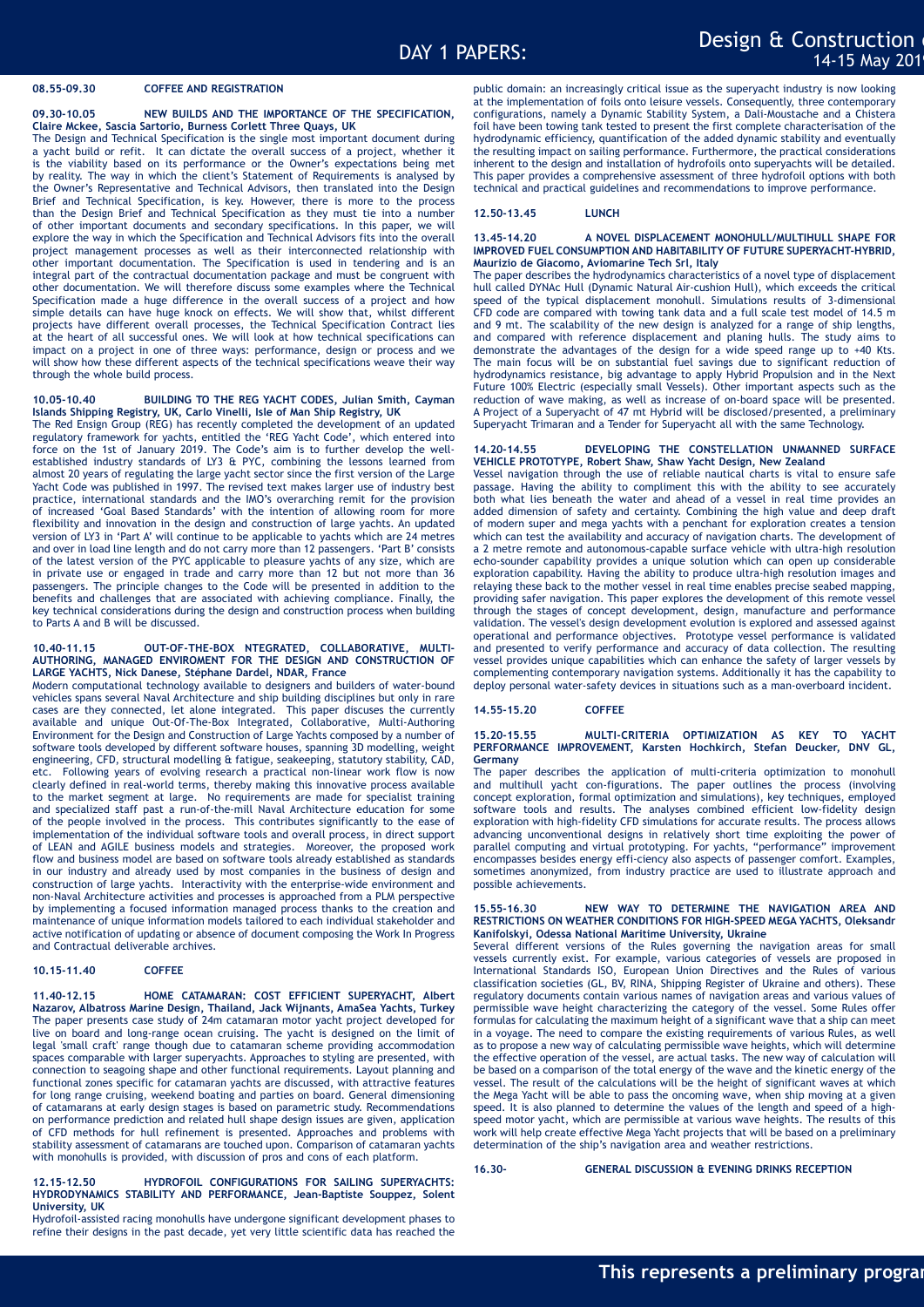# DAY 1 PAPERS:

**08.55-09.30 COFFEE AND REGISTRATION**

**09.30-10.05 NEW BUILDS AND THE IMPORTANCE OF THE SPECIFICATION, Claire Mckee, Sascia Sartorio, Burness Corlett Three Quays, UK**

The Design and Technical Specification is the single most important document during a yacht build or refit. It can dictate the overall success of a project, whether it is the viability based on its performance or the Owner's expectations being met by reality. The way in which the client's Statement of Requirements is analysed by the Owner's Representative and Technical Advisors, then translated into the Design Brief and Technical Specification, is key. However, there is more to the process than the Design Brief and Technical Specification as they must tie into a number of other important documents and secondary specifications. In this paper, we will explore the way in which the Specification and Technical Advisors fits into the overall project management processes as well as their interconnected relationship with other important documentation. The Specification is used in tendering and is an integral part of the contractual documentation package and must be congruent with other documentation. We will therefore discuss some examples where the Technical Specification made a huge difference in the overall success of a project and how simple details can have huge knock on effects. We will show that, whilst different projects have different overall processes, the Technical Specification Contract lies at the heart of all successful ones. We will look at how technical specifications can impact on a project in one of three ways: performance, design or process and we will show how these different aspects of the technical specifications weave their way through the whole build process.

**10.05-10.40 BUILDING TO THE REG YACHT CODES, Julian Smith, Cayman Islands Shipping Registry, UK, Carlo Vinelli, Isle of Man Ship Registry, UK**

The Red Ensign Group (REG) has recently completed the development of an updated regulatory framework for yachts, entitled the 'REG Yacht Code', which entered into force on the 1st of January 2019. The Code's aim is to further develop the well-established industry standards of LY3 & PYC, combining the lessons learned from almost 20 years of regulating the large yacht sector since the first version of the Large Yacht Code was published in 1997. The revised text makes larger use of industry best practice, international standards and the IMO's overarching remit for the provision of increased 'Goal Based Standards' with the intention of allowing room for more flexibility and innovation in the design and construction of large yachts. An updated version of LY3 in 'Part A' will continue to be applicable to yachts which are 24 metres and over in load line length and do not carry more than 12 passengers. 'Part B' consists of the latest version of the PYC applicable to pleasure yachts of any size, which are in private use or engaged in trade and carry more than 12 but not more than 36 passengers. The principle changes to the Code will be presented in addition to the benefits and challenges that are associated with achieving compliance. Finally, the key technical considerations during the design and construction process when building to Parts A and B will be discussed.

**10.40-11.15 OUT-OF-THE-BOX NTEGRATED, COLLABORATIVE, MULTI-AUTHORING, MANAGED ENVIROMENT FOR THE DESIGN AND CONSTRUCTION OF LARGE YACHTS, Nick Danese, Stéphane Dardel, NDAR, France**

Modern computational technology available to designers and builders of water-bound vehicles spans several Naval Architecture and ship building disciplines but only in rare cases are they connected, let alone integrated. This paper discusses the currently available and unique Out-Of-The-Box Integrated, Collaborative, Multi-Authoring Environment for the Design and Construction of Large Yachts composed by a number of software tools developed by different software houses, spanning 3D modelling, weight engineering, CFD, structural modelling & fatigue, seakeeping, statutory stability, CAD, etc. Following years of evolving research a practical non-linear work flow is now clearly defined in real-world terms, thereby making this innovative process available to the market segment at large. No requirements are made for specialist training and specialized staff past a run-of-the-mill Naval Architecture education for some of the people involved in the process. This contributes significantly to the ease of implementation of the individual software tools and overall process, in direct support of LEAN and AGILE business models and strategies. Moreover, the proposed work flow and business model are based on software tools already established as standards in our industry and already used by most companies in the business of design and construction of large yachts. Interactivity with the enterprise-wide environment and non-Naval Architecture activities and processes is approached from a PLM perspective by implementing a focused information managed process thanks to the creation and maintenance of unique information models tailored to each individual stakeholder and active notification of updating or absence of document composing the Work In Progress and Contractual deliverable archives.

**10.15-11.40 COFFEE**

**11.40-12.15 HOME CATAMARAN: COST EFFICIENT SUPERYACHT, Albert Nazarov, Albatross Marine Design, Thailand, Jack Wijnants, AmaSea Yachts, Turkey**

The paper presents case study of 24m catamaran motor yacht project developed for live on board and long-range ocean cruising. The yacht is designed on the limit of legal 'small craft' range though due to catamaran scheme providing accommodation spaces comparable with larger superyachts. Approaches to styling are presented, with connection to seagoing shape and other functional requirements. Layout planning and functional zones specific for catamaran yachts are discussed, with attractive features for long range cruising, weekend boating and parties on board. General dimensioning of catamarans at early design stages is based on parametric study. Recommendations on performance prediction and related hull shape design issues are given, application of CFD methods for hull refinement is presented. Approaches and problems with stability assessment of catamarans are touched upon. Comparison of catamaran yachts with monohulls is provided, with discussion of pros and cons of each platform.

**12.15-12.50 HYDROFOIL CONFIGURATIONS FOR SAILING SUPERYACHTS: HYDRODYNAMICS STABILITY AND PERFORMANCE, Jean-Baptiste Souppez, Solent University, UK**

Hydrofoil-assisted racing monohulls have undergone significant development phases to refine their designs in the past decade, yet very little scientific data has reached the public domain: an increasingly critical issue as the superyacht industry is now looking at the implementation of foils onto leisure vessels. Consequently, three contemporary configurations, namely a Dynamic Stability System, a Dali-Moustache and a Chistera foil have been towing tank tested to present the first complete characterisation of the hydrodynamic efficiency, quantification of the added dynamic stability and eventually the resulting impact on sailing performance. Furthermore, the practical considerations inherent to the design and installation of hydrofoils onto superyachts will be detailed. This paper provides a comprehensive assessment of three hydrofoil options with both technical and practical guidelines and recommendations to improve performance.

**12.50-13.45 LUNCH**

**13.45-14.20 A NOVEL DISPLACEMENT MONOHULL/MULTIHULL SHAPE FOR IMPROVED FUEL CONSUMPTION AND HABITABILITY OF FUTURE SUPERYACHT-HYBRID, Maurizio de Giacomo, Aviomarine Tech Srl, Italy**

The paper describes the hydrodynamics characteristics of a novel type of displacement hull called DYNAc Hull (Dynamic Natural Air-cushion Hull), which exceeds the critical speed of the typical displacement monohull. Simulations results of 3-dimensional CFD code are compared with towing tank data and a full scale test model of 14.5 m and 9 mt. The scalability of the new design is analyzed for a range of ship lengths, and compared with reference displacement and planing hulls. The study aims to demonstrate the advantages of the design for a wide speed range up to +40 Kts. The main focus will be on substantial fuel savings due to significant reduction of hydrodynamics resistance, big advantage to apply Hybrid Propulsion and in the Next Future 100% Electric (especially small Vessels). Other important aspects such as the reduction of wave making, as well as increase of on-board space will be presented. A Project of a Superyacht of 47 mt Hybrid will be disclosed/presented, a preliminary Superyacht Trimaran and a Tender for Superyacht all with the same Technology.

**14.20-14.55 DEVELOPING THE CONSTELLATION UNMANNED SURFACE VEHICLE PROTOTYPE, Robert Shaw, Shaw Yacht Design, New Zealand**

Vessel navigation through the use of reliable nautical charts is vital to ensure safe passage. Having the ability to compliment this with the ability to see accurately both what lies beneath the water and ahead of a vessel in real time provides an added dimension of safety and certainty. Combining the high value and deep draft of modern super and mega yachts with a penchant for exploration creates a tension which can test the availability and accuracy of navigation charts. The development of a 2 metre remote and autonomous-capable surface vehicle with ultra-high resolution echo-sounder capability provides a unique solution which can open up considerable exploration capability. Having the ability to produce ultra-high resolution images and relaying these back to the mother vessel in real time enables precise seabed mapping, providing safer navigation. This paper explores the development of this remote vessel through the stages of concept development, design, manufacture and performance validation. The vessel's design development evolution is explored and assessed against operational and performance objectives. Prototype vessel performance is validated and presented to verify performance and accuracy of data collection. The resulting vessel provides unique capabilities which can enhance the safety of larger vessels by complementing contemporary navigation systems. Additionally it has the capability to deploy personal water-safety devices in situations such as a man-overboard incident.

**14.55-15.20 COFFEE**

**15.20-15.55 MULTI-CRITERIA OPTIMIZATION AS KEY TO YACHT PERFORMANCE IMPROVEMENT, Karsten Hochkirch, Stefan Deucker, DNV GL, Germany**

The paper describes the application of multi-criteria optimization to monohull and multihull yacht con-figurations. The paper outlines the process (involving concept exploration, formal optimization and simulations), key techniques, employed software tools and results. The analyses combined efficient low-fidelity design exploration with high-fidelity CFD simulations for accurate results. The process allows advancing unconventional designs in relatively short time exploiting the power of parallel computing and virtual prototyping. For yachts, "performance" improvement encompasses besides energy effi-ciency also aspects of passenger comfort. Examples, sometimes anonymized, from industry practice are used to illustrate approach and possible achievements.

**15.55-16.30 NEW WAY TO DETERMINE THE NAVIGATION AREA AND RESTRICTIONS ON WEATHER CONDITIONS FOR HIGH-SPEED MEGA YACHTS, Oleksandr Kanifolskyi, Odessa National Maritime University, Ukraine**

Several different versions of the Rules governing the navigation areas for small vessels currently exist. For example, various categories of vessels are proposed in International Standards ISO, European Union Directives and the Rules of various classification societies (GL, BV, RINA, Shipping Register of Ukraine and others). These regulatory documents contain various names of navigation areas and various values of permissible wave height characterizing the category of the vessel. Some Rules offer formulas for calculating the maximum height of a significant wave that a ship can meet in a voyage. The need to compare the existing requirements of various Rules, as well as to propose a new way of calculating permissible wave heights, which will determine the effective operation of the vessel, are actual tasks. The new way of calculation will be based on a comparison of the total energy of the wave and the kinetic energy of the vessel. The result of the calculations will be the height of significant waves at which the Mega Yacht will be able to pass the oncoming wave, when ship moving at a given speed. It is also planned to determine the values of the length and speed of a high-speed motor yacht, which are permissible at various wave heights. The results of this work will help create effective Mega Yacht projects that will be based on a preliminary determination of the ship's navigation area and weather restrictions.

**16.30- GENERAL DISCUSSION & EVENING DRINKS RECEPTION**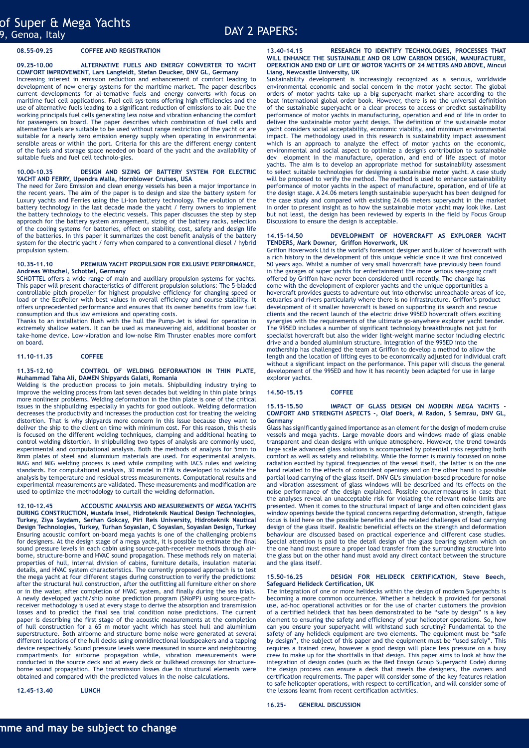# DAY 2 PAPERS:

**08.55-09.25 COFFEE AND REGISTRATION**

**09.25-10.00 ALTERNATIVE FUELS AND ENERGY CONVERTER TO YACHT COMFORT IMPROVEMENT, Lars Langfeldt, Stefan Deucker, DNV GL, Germany**

Increasing interest in emission reduction and enhancement of comfort leading to development of new energy systems for the maritime market. The paper describes current developments for al-ternative fuels and energy converts with focus on maritime fuel cell applications. Fuel cell sys-tems offering high efficiencies and the use of alternative fuels leading to a significant reduction of emissions to air. Due the working principals fuel cells generating less noise and vibration enhancing the comfort for passengers on board. The paper describes which combination of fuel cells and alternative fuels are suitable to be used without range restriction of the yacht or are suitable for a nearly zero emission energy supply when operating in environmental sensible areas or within the port. Criteria for this are the different energy content of the fuels and storage space needed on board of the yacht and the availability of suitable fuels and fuel cell technolo-gies.

**10.00-10.35 DESIGN AND SIZING OF BATTERY SYSTEM FOR ELECTRIC YACHT AND FERRY, Upendra Malla, Hornblower Cruises, USA**

The need for Zero Emission and clean energy vessels has been a major importance in the recent years. The aim of the paper is to design and size the battery system for Luxury yachts and Ferries using the Li-ion battery technology. The evolution of the battery technology in the last decade made the yacht / ferry owners to implement the battery technology to the electric vessels. This paper discusses the step by step approach for the battery system arrangement, sizing of the battery racks, selection of the cooling systems for batteries, effect on stability, cost, safety and design life of the batteries. In this paper it summarizes the cost benefit analysis of the battery system for the electric yacht / ferry when compared to a conventional diesel / hybrid propulsion system.

**10.35-11.10 PREMIUM YACHT PROPULSION FOR EXLUSIVE PERFORMANCE, Andreas Witschel, Schottel, Germany**

SCHOTTEL offers a wide range of main and auxiliary propulsion systems for yachts. This paper will present characteristics of different propulsion solutions: The 5-bladed controllable pitch propeller for highest propulsive efficiency for changing speed or load or the EcoPeller with best values in overall efficiency and course stability. It offers unprecedented performance and ensures that its owner benefits from low fuel consumption and thus low emissions and operating costs.

Thanks to an installation flush with the hull the Pump-Jet is ideal for operation in extremely shallow waters. It can be used as maneuvering aid, additional booster or take-home device. Low-vibration and low-noise Rim Thruster enables more comfort on board.

**11.10-11.35 COFFEE**

**11.35-12.10 CONTROL OF WELDING DEFORMATION IN THIN PLATE, Muhammad Taha Ali, DAMEN Shipyards Galati, Romania**

Welding is the production process to join metals. Shipbuilding industry trying to improve the welding process from last seven decades but welding in thin plate brings more nonlinear problems. Welding deformation in the thin plate is one of the critical issues in the shipbuilding especially in yachts for good outlook. Welding deformation decreases the productivity and increases the production cost for treating the welding distortion. That is why shipyards more concern in this issue because they want to deliver the ship to the client on time with minimum cost. For this reason, this thesis is focused on the different welding techniques, clamping and additional heating to control welding distortion. In shipbuilding two types of analysis are commonly used, experimental and computational analysis. Both the methods of analysis for 5mm to 8mm plates of steel and aluminium materials are used. For experimental analysis, MAG and MIG welding process is used while compiling with IACS rules and welding standards. For computational analysis, 30 model in FEM is developed to validate the analysis by temperature and residual stress measurements. Computational results and experimental measurements are validated. These measurements and modification are used to optimize the methodology to curtail the welding deformation.

**12.10-12.45 ACCOUSTIC ANALYSIS AND MEASUREMENTS OF MEGA YACHTS DURING CONSTRUCTION, Mustafa Insel, Hidroteknik Nautical Design Technologies, Turkey, Ziya Saydam, Serhan Gokcay, Piri Reis University, Hidroteknik Nautical Design Technologies, Turkey, Turhan Soyaslan, C Soyaslan, Soyaslan Design, Turkey**

Ensuring acoustic comfort on-board mega yachts is one of the challenging problems for designers. At the design stage of a mega yacht, it is possible to estimate the final sound pressure levels in each cabin using source-path-receiver methods through air-borne, structure-borne and HVAC sound propagation. These methods rely on material properties of hull, internal division of cabins, furniture details, insulation material details, and HVAC system characteristics. The currently proposed approach is to test the mega yacht at four different stages during construction to verify the predictions: after the structural hull construction, after the outfitting all furniture either on shore or in the water, after completion of HVAC system, and finally during the sea trials. A newly developed yacht/ship noise prediction program (SNoPP) using source-path-receiver methodology is used at every stage to derive the absorption and transmission losses and to predict the final sea trial condition noise predictions. The current paper is describing the first stage of the acoustic measurements at the completion of hull construction for a 65 m motor yacht which has steel hull and aluminium superstructure. Both airborne and structure borne noise were generated at several different locations of the hull decks using omnidirectional loudspeakers and a tapping device respectively. Sound pressure levels were measured in source and neighbouring compartments for airborne propagation while, vibration measurements were conducted in the source deck and at every deck or bulkhead crossings for structure-borne sound propagation. The transmission losses due to structural elements were obtained and compared with the predicted values in the noise calculations.

**12.45-13.40 LUNCH**

**13.40-14.15 RESEARCH TO IDENTIFY TECHNOLOGIES, PROCESSES THAT WILL ENHANCE THE SUSTAINABLE AND OR LOW CARBON DESIGN, MANUFACTURE, OPERATION AND END OF LIFE OF MOTOR YACHTS OF 24 METERS AND ABOVE, Mincui Liang, Newcastle University, UK**

Sustainability development is increasingly recognized as a serious, worldwide environmental economic and social concern in the motor yacht sector. The global orders of motor yachts take up a big superyacht market share according to the boat international global order book. However, there is no the universal definition of the sustainable superyacht or a clear process to access or predict sustainability performance of motor yachts in manufacturing, operation and end of life in order to deliver the sustainable motor yacht design. The definition of the sustainable motor yacht considers social acceptability, economic viability, and minimum environmental impact. The methodology used in this research is sustainability impact assessment which is an approach to analyze the effect of motor yachts on the economic, environmental and social aspect to optimize a design's contribution to sustainable dev elopment in the manufacture, operation, and end of life aspect of motor yachts. The aim is to develop an appropriate method for sustainability assessment to select suitable technologies for designing a sustainable motor yacht. A case study will be proposed to verify the method. The method is used to enhance sustainability performance of motor yachts in the aspect of manufacture, operation, end of life at the design stage. A 24.06 meters length sustainable superyacht has been designed for the case study and compared with existing 24.06 meters superyacht in the market in order to present insight as to how the sustainable motor yacht may look like. Last but not least, the design has been reviewed by experts in the field by Focus Group Discussions to ensure the design is acceptable.

**14.15-14.50 DEVELOPMENT OF HOVERCRAFT AS EXPLORER YACHT TENDERS, Mark Downer, Griffon Hoverwork, UK**

Griffon Hoverwork Ltd is the world's foremost designer and builder of hovercraft with a rich history in the development of this unique vehicle since it was first conceived 50 years ago. Whilst a number of very small hovercraft have previously been found in the garages of super yachts for entertainment the more serious sea-going craft offered by Griffon have never been considered until recently. The change has come with the development of explorer yachts and the unique opportunities a hovercraft provides guests to adventure out into otherwise unreachable areas of ice, estuaries and rivers particularly where there is no infrastructure. Griffon's product development of it smaller hovercraft is based on supporting its search and rescue clients and the recent launch of the electric drive 995ED hovercraft offers exciting synergies with the requirements of the ultimate go-anywhere explorer yacht tender. The 995ED includes a number of significant technology breakthroughs not just for specialist hovercraft but also the wider light-weight marine sector including electric drive and a bonded aluminium structure. Integration of the 995ED into the mothership has challenged the team at Griffon to develop a method to allow the length and the location of lifting eyes to be economically adjusted for individual craft without a significant impact on the performance. This paper will discuss the general development of the 995ED and how it has recently been adapted for use in large explorer yachts.

**14.50-15.15 COFFEE**

**15.15-15.50 IMPACT OF GLASS DESIGN ON MODERN MEGA YACHTS - COMFORT AND STRENGTH ASPECTS -, Olaf Doerk, M Radon, S Semrau, DNV GL, Germany**

Glass has significantly gained importance as an element for the design of modern cruise vessels and mega yachts. Large movable doors and windows made of glass enable transparent and clean designs with unique atmosphere. However, the trend towards large scale advanced glass solutions is accompanied by potential risks regarding both comfort as well as safety and reliability. While the former is mainly focussed on noise radiation excited by typical frequencies of the vessel itself, the latter is on the one hand related to the effects of coincident openings and on the other hand to possible partial load carrying of the glass itself. DNV GL's simulation-based procedure for noise and vibration assessment of glass windows will be described and its effects on the noise performance of the design explained. Possible countermeasures in case that the analyses reveal an unacceptable risk for violating the relevant noise limits are presented. When it comes to the structural impact of large and often coincident glass window openings beside the typical concerns regarding deformation, strength, fatigue focus is laid here on the possible benefits and the related challenges of load carrying design of the glass itself. Realistic beneficial effects on the strength and deformation behaviour are discussed based on practical experience and different case studies. Special attention is paid to the detail design of the glass bearing system which on the one hand must ensure a proper load transfer from the surrounding structure into the glass but on the other hand must avoid any direct contact between the structure and the glass itself.

**15.50-16.25 DESIGN FOR HELIDECK CERTIFICATION, Steve Beech, Safeguard Helideck Certification, UK**

The integration of one or more helidecks within the design of modern Superyachts is becoming a more common occurrence. Whether a helideck is provided for personal use, ad-hoc operational activities or for the use of charter customers the provision of a certified helideck that has been demonstrated to be "safe by design" is a key element to ensuring the safety and efficiency of your helicopter operations. So, how can you ensure your superyacht will withstand such scrutiny? Fundamental to the safety of any helideck equipment are two elements. The equipment must be "safe by design", the subject of this paper and the equipment must be "used safely". This requires a trained crew, however a good design will place less pressure on a busy crew to make up for the shortfalls in that design. This paper aims to look at how the integration of design codes (such as the Red Ensign Group Superyacht Code) during the design process can ensure a deck that meets the designers, the owners and certification requirements. The paper will consider some of the key features relation to safe helicopter operations, with respect to certification, and will consider some of the lessons learnt from recent certification activities.

**16.25- GENERAL DISCUSSION**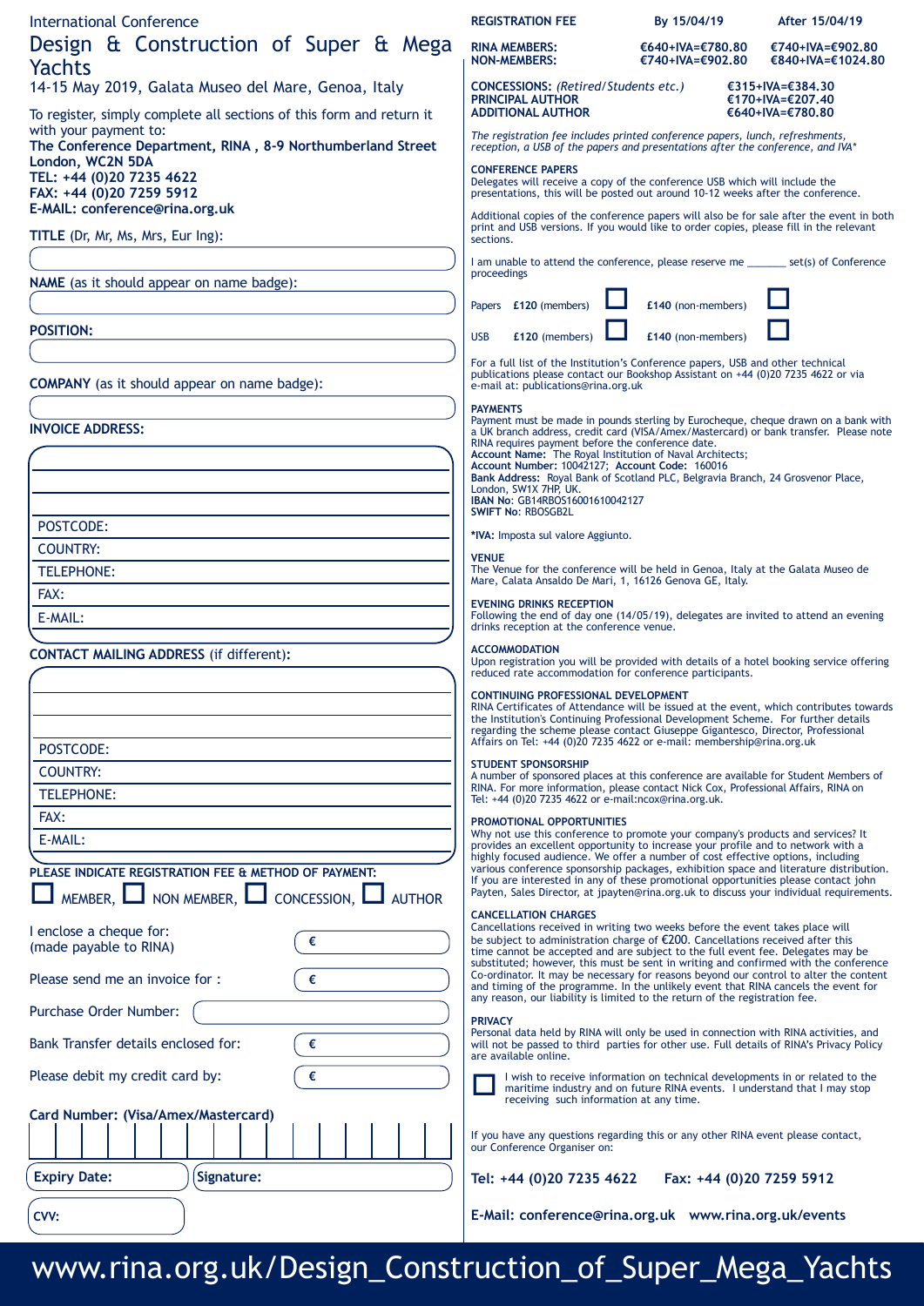International Conference

# Design & Construction of Super & Mega Yachts

14-15 May 2019, Galata Museo del Mare, Genoa, Italy

To register, simply complete all sections of this form and return it with your payment to:

**The Conference Department, RINA , 8-9 Northumberland Street London, WC2N 5DA**
**TEL: +44 (0)20 7235 4622**
**FAX: +44 (0)20 7259 5912**
**E-MAIL: conference@rina.org.uk**

**TITLE** (Dr, Mr, Ms, Mrs, Eur Ing):

**NAME** (as it should appear on name badge):

**POSITION:**

**COMPANY** (as it should appear on name badge):

**INVOICE ADDRESS:**

POSTCODE:
COUNTRY:
TELEPHONE:
FAX:
E-MAIL:

**CONTACT MAILING ADDRESS** (if different):

POSTCODE:
COUNTRY:
TELEPHONE:
FAX:
E-MAIL:

**PLEASE INDICATE REGISTRATION FEE & METHOD OF PAYMENT:**

☐ MEMBER, ☐ NON MEMBER, ☐ CONCESSION, ☐ AUTHOR

I enclose a cheque for: (made payable to RINA) €

Please send me an invoice for : €

Purchase Order Number:

Bank Transfer details enclosed for: €

Please debit my credit card by: €

**Card Number: (Visa/Amex/Mastercard)**

**Expiry Date:** **Signature:**

**CVV:**

| REGISTRATION FEE | By 15/04/19 | After 15/04/19 |
|---|---|---|
| **RINA MEMBERS:** | €640+IVA=€780.80 | €740+IVA=€902.80 |
| **NON-MEMBERS:** | €740+IVA=€902.80 | €840+IVA=€1024.80 |
| **CONCESSIONS:** *(Retired/Students etc.)* | €315+IVA=€384.30 | |
| **PRINCIPAL AUTHOR** | €170+IVA=€207.40 | |
| **ADDITIONAL AUTHOR** | €640+IVA=€780.80 | |

*The registration fee includes printed conference papers, lunch, refreshments, reception, a USB of the papers and presentations after the conference, and IVA\**

**CONFERENCE PAPERS**
Delegates will receive a copy of the conference USB which will include the presentations, this will be posted out around 10-12 weeks after the conference.

Additional copies of the conference papers will also be for sale after the event in both print and USB versions. If you would like to order copies, please fill in the relevant sections.

I am unable to attend the conference, please reserve me _______ set(s) of Conference proceedings

Papers **£120** (members) ☐ **£140** (non-members) ☐

USB **£120** (members) ☐ **£140** (non-members) ☐

For a full list of the Institution's Conference papers, USB and other technical publications please contact our Bookshop Assistant on +44 (0)20 7235 4622 or via e-mail at: publications@rina.org.uk

**PAYMENTS**
Payment must be made in pounds sterling by Eurocheque, cheque drawn on a bank with a UK branch address, credit card (VISA/Amex/Mastercard) or bank transfer. Please note RINA requires payment before the conference date.
**Account Name:** The Royal Institution of Naval Architects;
**Account Number:** 10042127; **Account Code:** 160016
**Bank Address:** Royal Bank of Scotland PLC, Belgravia Branch, 24 Grosvenor Place, London, SW1X 7HP, UK.
**IBAN No**: GB14RBOS16001610042127
**SWIFT No**: RBOSGB2L

\*IVA: Imposta sul valore Aggiunto.

**VENUE**
The Venue for the conference will be held in Genoa, Italy at the Galata Museo de Mare, Calata Ansaldo De Mari, 1, 16126 Genova GE, Italy.

**EVENING DRINKS RECEPTION**
Following the end of day one (14/05/19), delegates are invited to attend an evening drinks reception at the conference venue.

**ACCOMMODATION**
Upon registration you will be provided with details of a hotel booking service offering reduced rate accommodation for conference participants.

**CONTINUING PROFESSIONAL DEVELOPMENT**
RINA Certificates of Attendance will be issued at the event, which contributes towards the Institution's Continuing Professional Development Scheme. For further details regarding the scheme please contact Giuseppe Gigantesco, Director, Professional Affairs on Tel: +44 (0)20 7235 4622 or e-mail: membership@rina.org.uk

**STUDENT SPONSORSHIP**
A number of sponsored places at this conference are available for Student Members of RINA. For more information, please contact Nick Cox, Professional Affairs, RINA on Tel: +44 (0)20 7235 4622 or e-mail:ncox@rina.org.uk.

**PROMOTIONAL OPPORTUNITIES**
Why not use this conference to promote your company's products and services? It provides an excellent opportunity to increase your profile and to network with a highly focused audience. We offer a number of cost effective options, including various conference sponsorship packages, exhibition space and literature distribution. If you are interested in any of these promotional opportunities please contact john Payten, Sales Director, at jpayten@rina.org.uk to discuss your individual requirements.

**CANCELLATION CHARGES**
Cancellations received in writing two weeks before the event takes place will be subject to administration charge of €200. Cancellations received after this time cannot be accepted and are subject to the full event fee. Delegates may be substituted; however, this must be sent in writing and confirmed with the conference Co-ordinator. It may be necessary for reasons beyond our control to alter the content and timing of the programme. In the unlikely event that RINA cancels the event for any reason, our liability is limited to the return of the registration fee.

**PRIVACY**
Personal data held by RINA will only be used in connection with RINA activities, and will not be passed to third parties for other use. Full details of RINA's Privacy Policy are available online.

☐ I wish to receive information on technical developments in or related to the maritime industry and on future RINA events. I understand that I may stop receiving such information at any time.

If you have any questions regarding this or any other RINA event please contact, our Conference Organiser on:

**Tel: +44 (0)20 7235 4622** **Fax: +44 (0)20 7259 5912**

**E-Mail: conference@rina.org.uk** **www.rina.org.uk/events**

www.rina.org.uk/Design_Construction_of_Super_Mega_Yachts